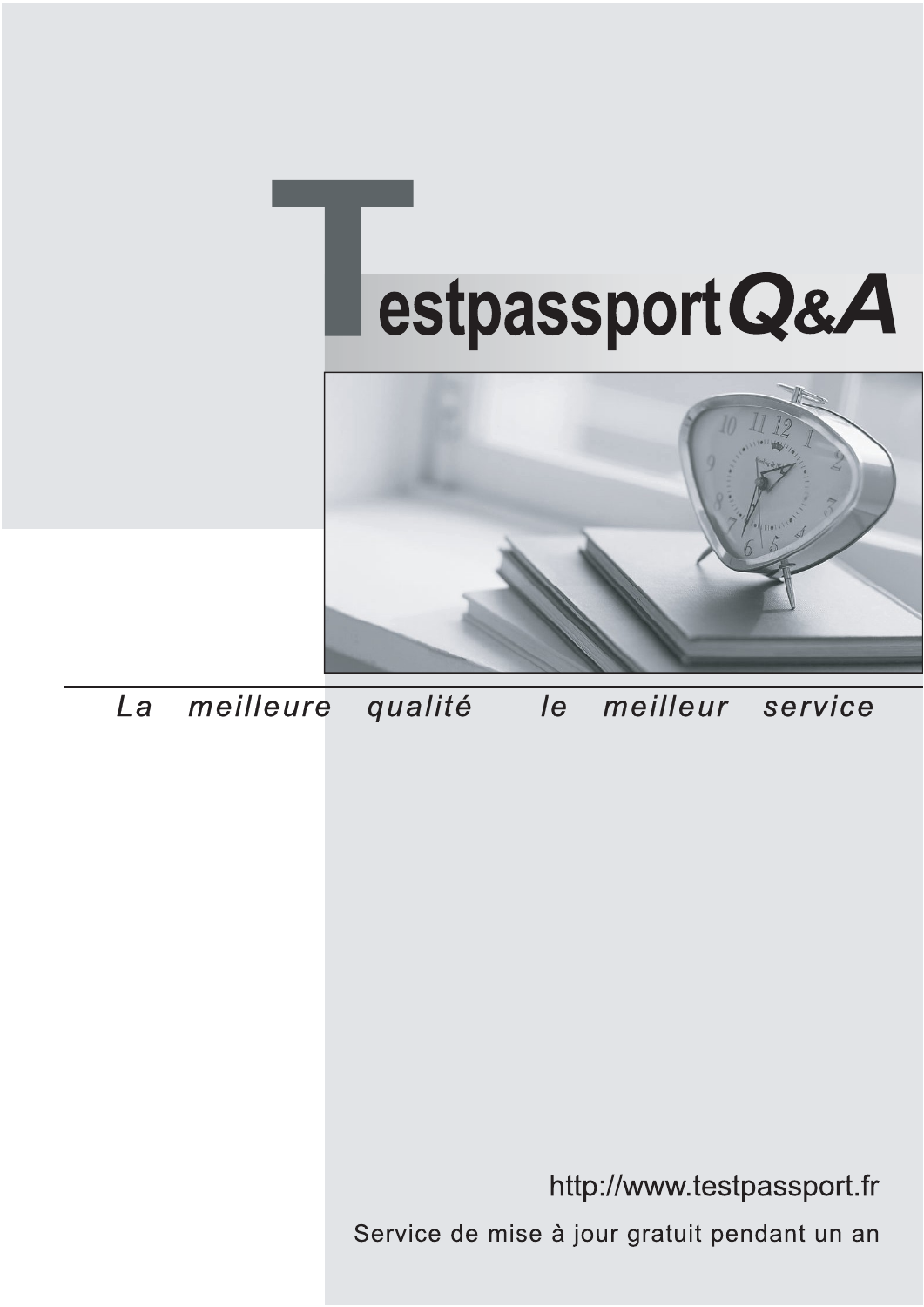# Testpassport Q&A

*La meilleure qualité le meilleur service*

http://www.testpassport.fr

Service de mise à jour gratuit pendant un an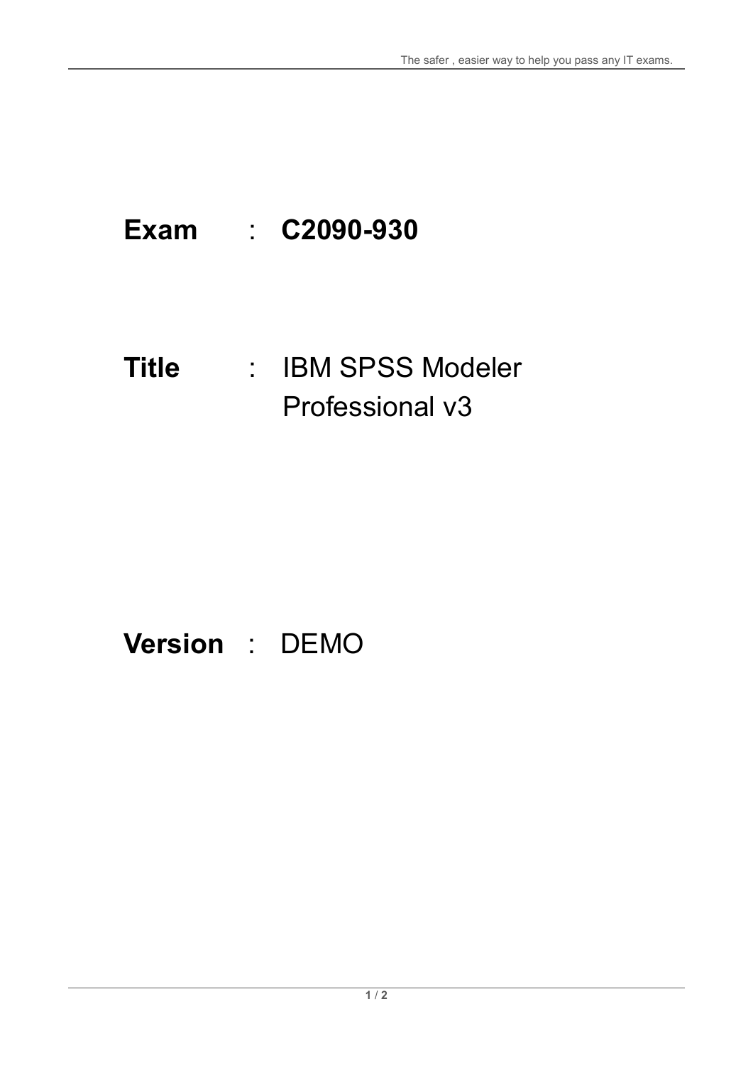**Exam** : **C2090-930**

**Title** : IBM SPSS Modeler Professional v3

**Version** : DEMO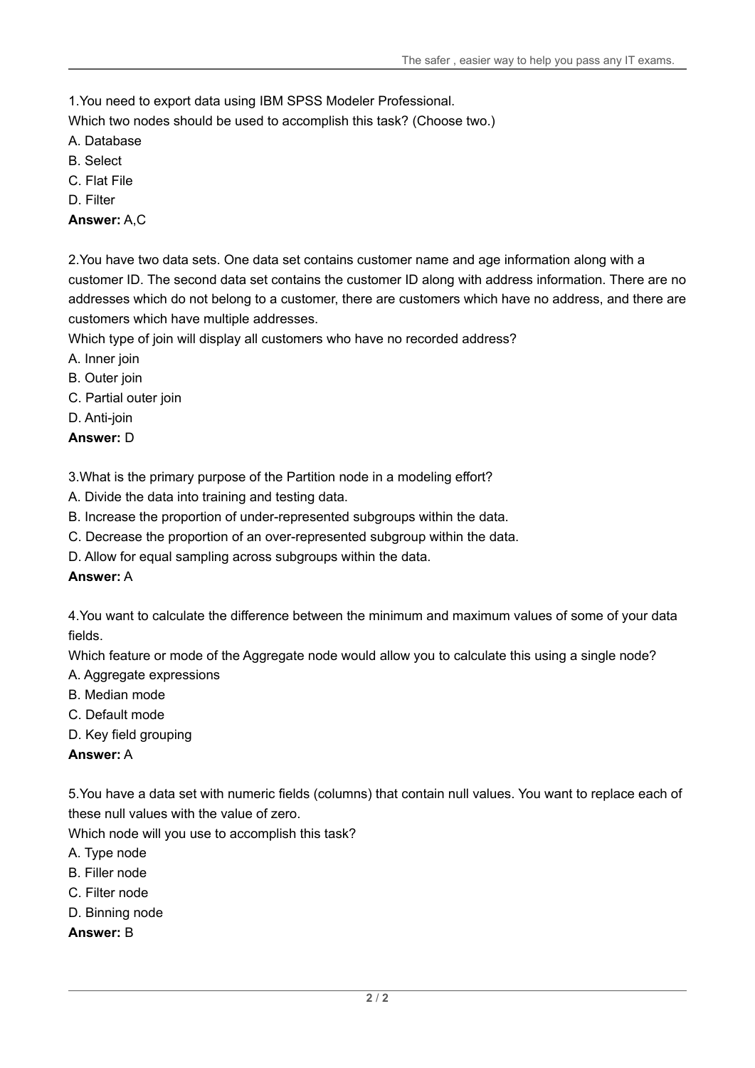1.You need to export data using IBM SPSS Modeler Professional.

Which two nodes should be used to accomplish this task? (Choose two.)

A. Database

B. Select

C. Flat File

D. Filter

**Answer:** A,C

2.You have two data sets. One data set contains customer name and age information along with a customer ID. The second data set contains the customer ID along with address information. There are no addresses which do not belong to a customer, there are customers which have no address, and there are customers which have multiple addresses.

Which type of join will display all customers who have no recorded address?

A. Inner join

B. Outer join

C. Partial outer join

D. Anti-join

**Answer:** D

3.What is the primary purpose of the Partition node in a modeling effort?

A. Divide the data into training and testing data.

B. Increase the proportion of under-represented subgroups within the data.

C. Decrease the proportion of an over-represented subgroup within the data.

D. Allow for equal sampling across subgroups within the data.

**Answer:** A

4.You want to calculate the difference between the minimum and maximum values of some of your data fields.

Which feature or mode of the Aggregate node would allow you to calculate this using a single node?

A. Aggregate expressions

B. Median mode

C. Default mode

D. Key field grouping

**Answer:** A

5.You have a data set with numeric fields (columns) that contain null values. You want to replace each of these null values with the value of zero.

Which node will you use to accomplish this task?

A. Type node

B. Filler node

C. Filter node

D. Binning node

**Answer:** B